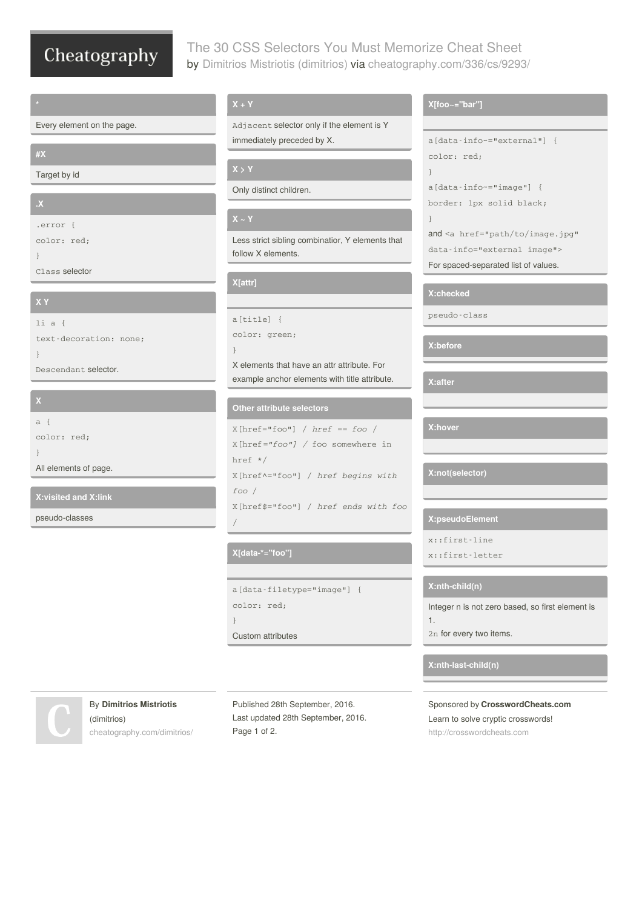# The 30 CSS Selectors You Must Memorize Cheat Sheet

by Dimitrios Mistriotis (dimitrios) via cheatography.com/336/cs/9293/

## *

Every element on the page.

## #X

Target by id

## .X

```
.error {
color: red;
}
```

`Class` selector

## X Y

```
li a {
text-decoration: none;
}
```

`Descendant` selector.

## X

```
a {
color: red;
}
```

All elements of page.

## X:visited and X:link

pseudo-classes

## X + Y

`Adjacent` selector only if the element is Y immediately preceded by X.

## X > Y

Only distinct children.

## X ~ Y

Less strict sibling combinatior, Y elements that follow X elements.

## X[attr]

```
a[title] {
color: green;
}
```

X elements that have an attr attribute. For example anchor elements with title attribute.

## Other attribute selectors

```
X[href="foo"] / href == foo /
X[href*="foo"] / foo somewhere in href */
X[href^="foo"] / href begins with foo /
X[href$="foo"] / href ends with foo /
```

## X[data-*="foo"]

```
a[data-filetype="image"] {
color: red;
}
```

Custom attributes

## X[foo~="bar"]

```
a[data-info~="external"] {
color: red;
}
a[data-info~="image"] {
border: 1px solid black;
}
```

and `<a href="path/to/image.jpg" data-info="external image">`

For spaced-separated list of values.

## X:checked

`pseudo-class`

## X:before

## X:after

## X:hover

## X:not(selector)

## X:pseudoElement

```
x::first-line
x::first-letter
```

## X:nth-child(n)

Integer n is not zero based, so first element is 1.

`2n` for every two items.

## X:nth-last-child(n)

By **Dimitrios Mistriotis** (dimitrios)
cheatography.com/dimitrios/

Published 28th September, 2016.
Last updated 28th September, 2016.
Page 1 of 2.

Sponsored by **CrosswordCheats.com**
Learn to solve cryptic crosswords!
http://crosswordcheats.com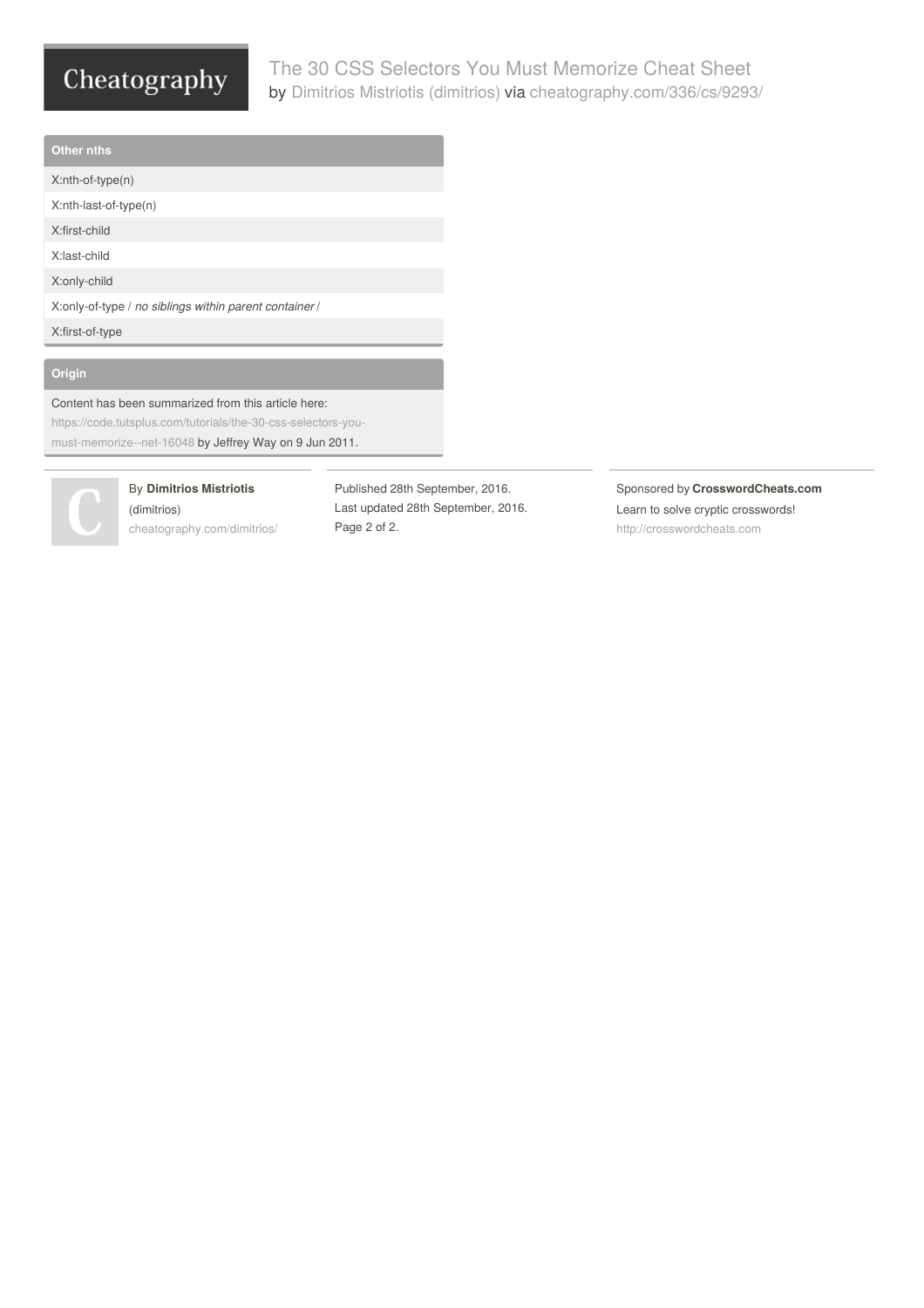## Other nths

X:nth-of-type(n)

X:nth-last-of-type(n)

X:first-child

X:last-child

X:only-child

X:only-of-type / *no siblings within parent container* /

X:first-of-type

## Origin

Content has been summarized from this article here: https://code.tutsplus.com/tutorials/the-30-css-selectors-you-must-memorize--net-16048 by Jeffrey Way on 9 Jun 2011.